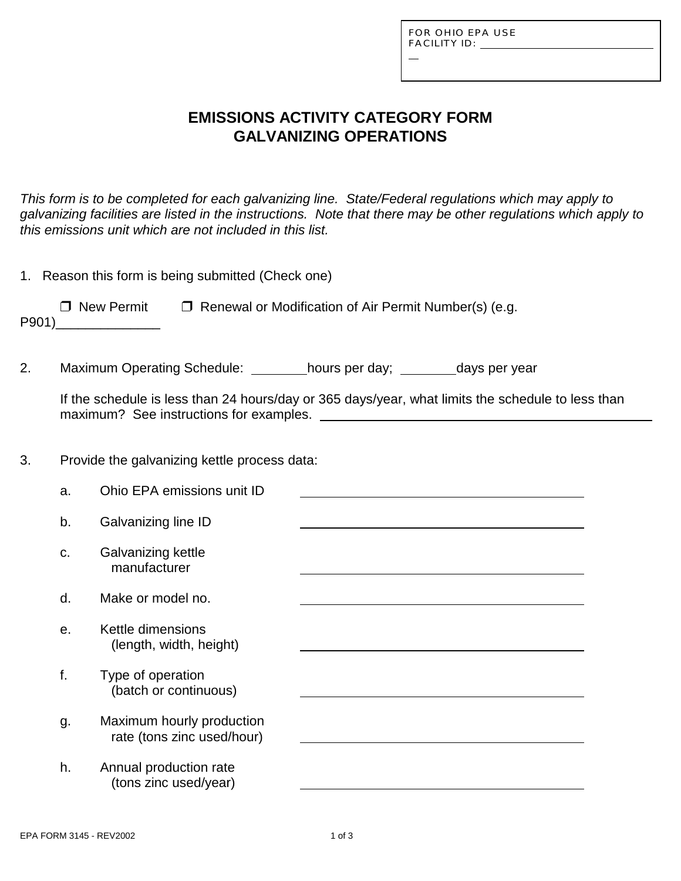FOR OHIO EPA USE
FACILITY ID: ______________________

# EMISSIONS ACTIVITY CATEGORY FORM
# GALVANIZING OPERATIONS

*This form is to be completed for each galvanizing line. State/Federal regulations which may apply to galvanizing facilities are listed in the instructions. Note that there may be other regulations which apply to this emissions unit which are not included in this list.*

1. Reason this form is being submitted (Check one)

   ❒ New Permit ❒ Renewal or Modification of Air Permit Number(s) (e.g. P901)______________

2. Maximum Operating Schedule: ________hours per day; ________days per year

   If the schedule is less than 24 hours/day or 365 days/year, what limits the schedule to less than maximum? See instructions for examples. ______________________________________

3. Provide the galvanizing kettle process data:

   a. Ohio EPA emissions unit ID ______________________________

   b. Galvanizing line ID ______________________________

   c. Galvanizing kettle manufacturer ______________________________

   d. Make or model no. ______________________________

   e. Kettle dimensions (length, width, height) ______________________________

   f. Type of operation (batch or continuous) ______________________________

   g. Maximum hourly production rate (tons zinc used/hour) ______________________________

   h. Annual production rate (tons zinc used/year) ______________________________

EPA FORM 3145 - REV2002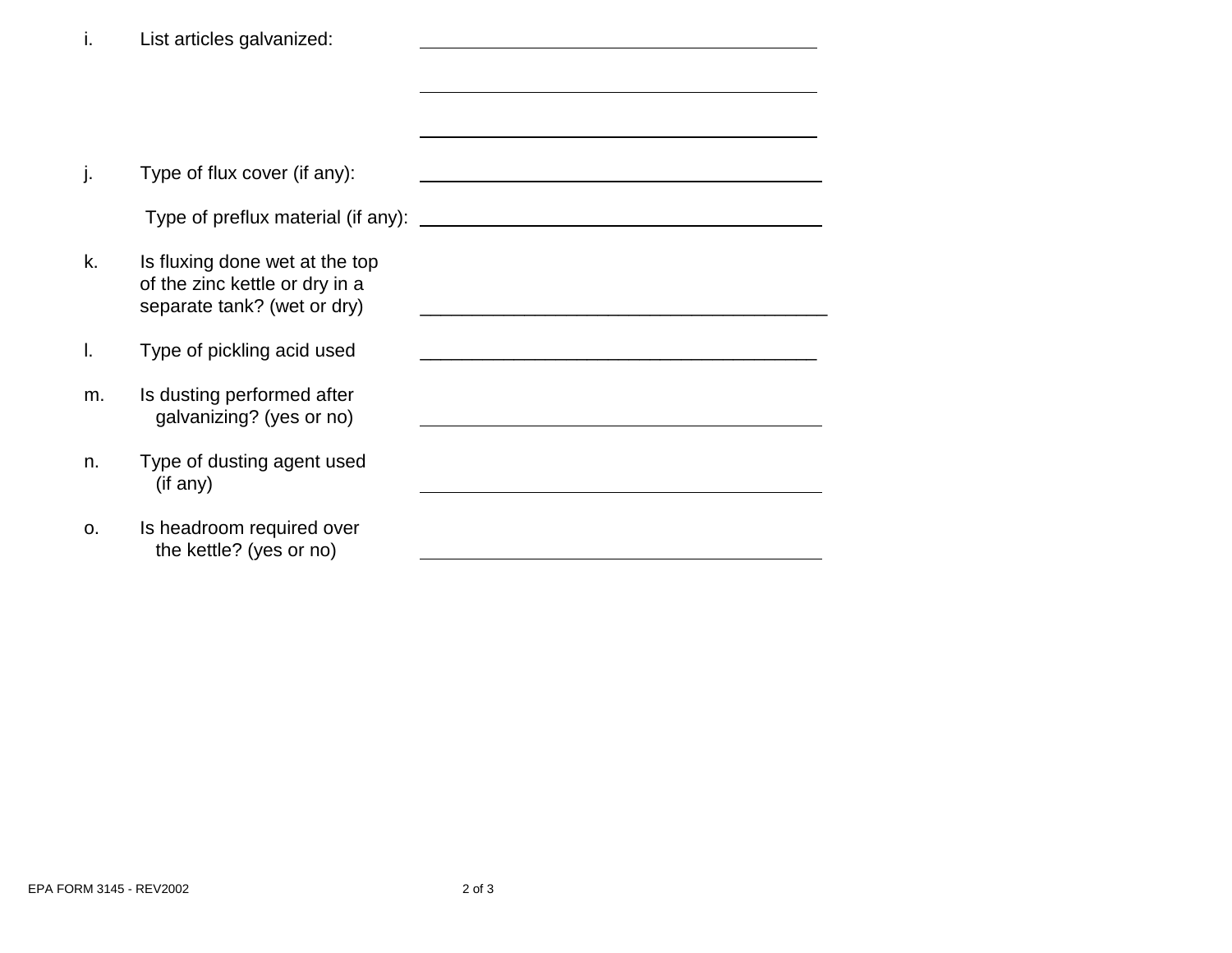i. List articles galvanized: ______________________________

______________________________

______________________________

j. Type of flux cover (if any): ______________________________

Type of preflux material (if any): ______________________________

k. Is fluxing done wet at the top of the zinc kettle or dry in a separate tank? (wet or dry) ______________________________

l. Type of pickling acid used ______________________________

m. Is dusting performed after galvanizing? (yes or no) ______________________________

n. Type of dusting agent used (if any) ______________________________

o. Is headroom required over the kettle? (yes or no) ______________________________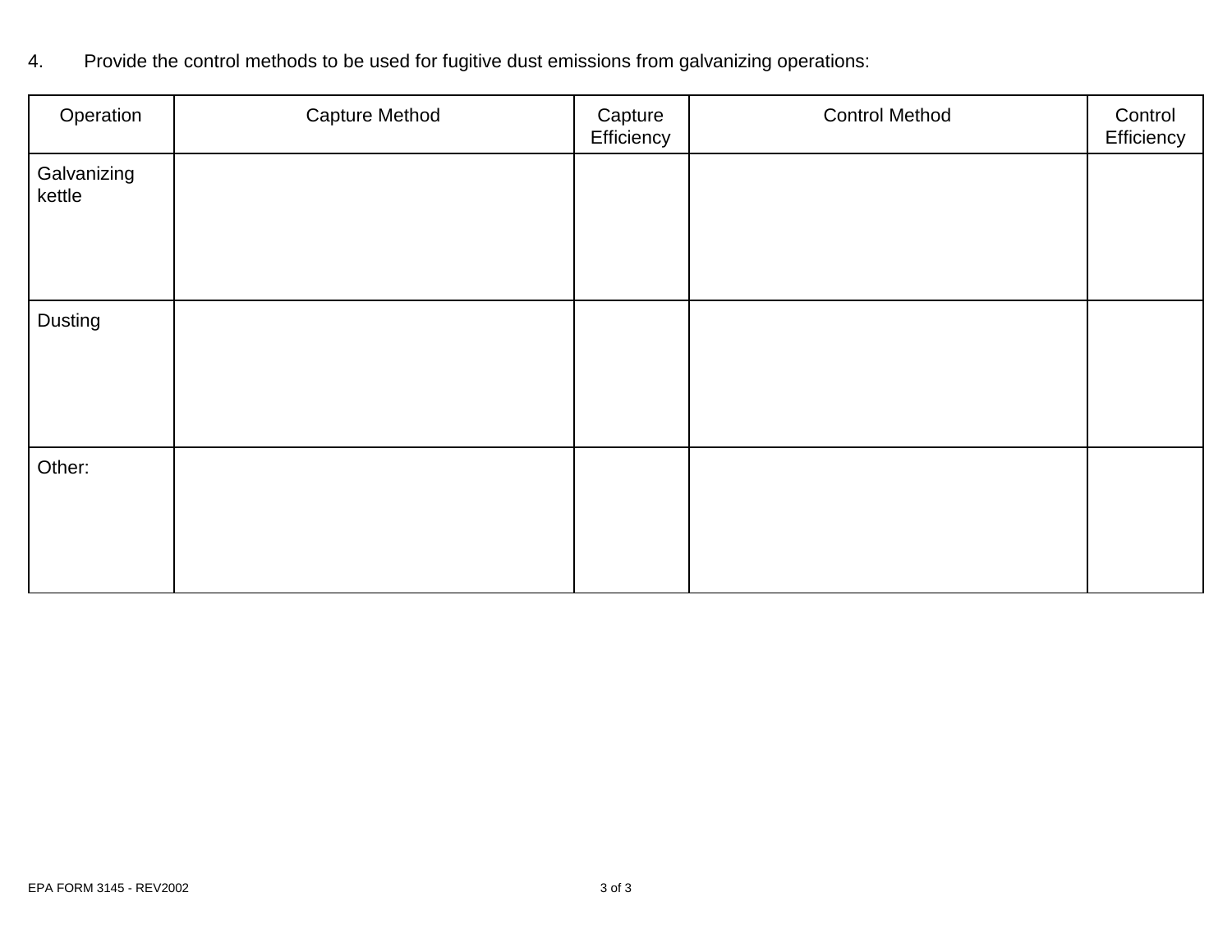4. Provide the control methods to be used for fugitive dust emissions from galvanizing operations:

| Operation | Capture Method | Capture Efficiency | Control Method | Control Efficiency |
|---|---|---|---|---|
| Galvanizing kettle | | | | |
| Dusting | | | | |
| Other: | | | | |

EPA FORM 3145 - REV2002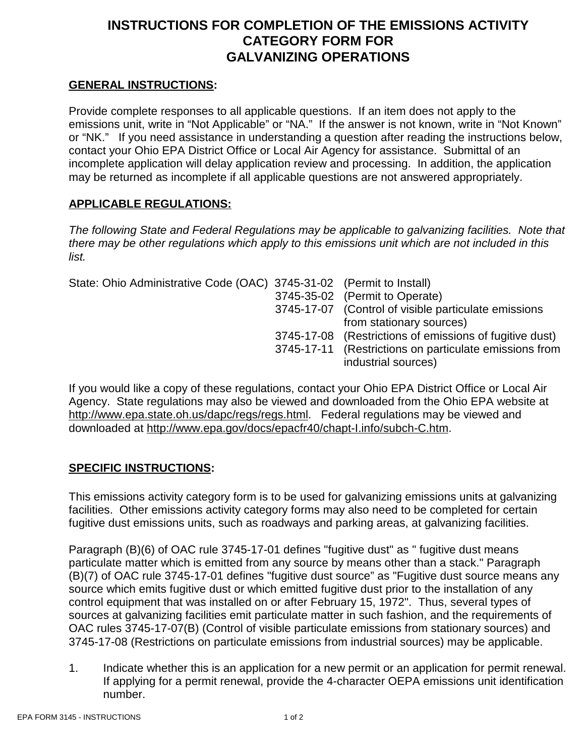# INSTRUCTIONS FOR COMPLETION OF THE EMISSIONS ACTIVITY CATEGORY FORM FOR GALVANIZING OPERATIONS

## GENERAL INSTRUCTIONS:

Provide complete responses to all applicable questions. If an item does not apply to the emissions unit, write in "Not Applicable" or "NA." If the answer is not known, write in "Not Known" or "NK." If you need assistance in understanding a question after reading the instructions below, contact your Ohio EPA District Office or Local Air Agency for assistance. Submittal of an incomplete application will delay application review and processing. In addition, the application may be returned as incomplete if all applicable questions are not answered appropriately.

## APPLICABLE REGULATIONS:

*The following State and Federal Regulations may be applicable to galvanizing facilities. Note that there may be other regulations which apply to this emissions unit which are not included in this list.*

| | | |
|---|---|---|
| State: Ohio Administrative Code (OAC) | 3745-31-02 | (Permit to Install) |
| | 3745-35-02 | (Permit to Operate) |
| | 3745-17-07 | (Control of visible particulate emissions from stationary sources) |
| | 3745-17-08 | (Restrictions of emissions of fugitive dust) |
| | 3745-17-11 | (Restrictions on particulate emissions from industrial sources) |

If you would like a copy of these regulations, contact your Ohio EPA District Office or Local Air Agency. State regulations may also be viewed and downloaded from the Ohio EPA website at http://www.epa.state.oh.us/dapc/regs/regs.html. Federal regulations may be viewed and downloaded at http://www.epa.gov/docs/epacfr40/chapt-I.info/subch-C.htm.

## SPECIFIC INSTRUCTIONS:

This emissions activity category form is to be used for galvanizing emissions units at galvanizing facilities. Other emissions activity category forms may also need to be completed for certain fugitive dust emissions units, such as roadways and parking areas, at galvanizing facilities.

Paragraph (B)(6) of OAC rule 3745-17-01 defines "fugitive dust" as " fugitive dust means particulate matter which is emitted from any source by means other than a stack." Paragraph (B)(7) of OAC rule 3745-17-01 defines "fugitive dust source" as "Fugitive dust source means any source which emits fugitive dust or which emitted fugitive dust prior to the installation of any control equipment that was installed on or after February 15, 1972". Thus, several types of sources at galvanizing facilities emit particulate matter in such fashion, and the requirements of OAC rules 3745-17-07(B) (Control of visible particulate emissions from stationary sources) and 3745-17-08 (Restrictions on particulate emissions from industrial sources) may be applicable.

1. Indicate whether this is an application for a new permit or an application for permit renewal. If applying for a permit renewal, provide the 4-character OEPA emissions unit identification number.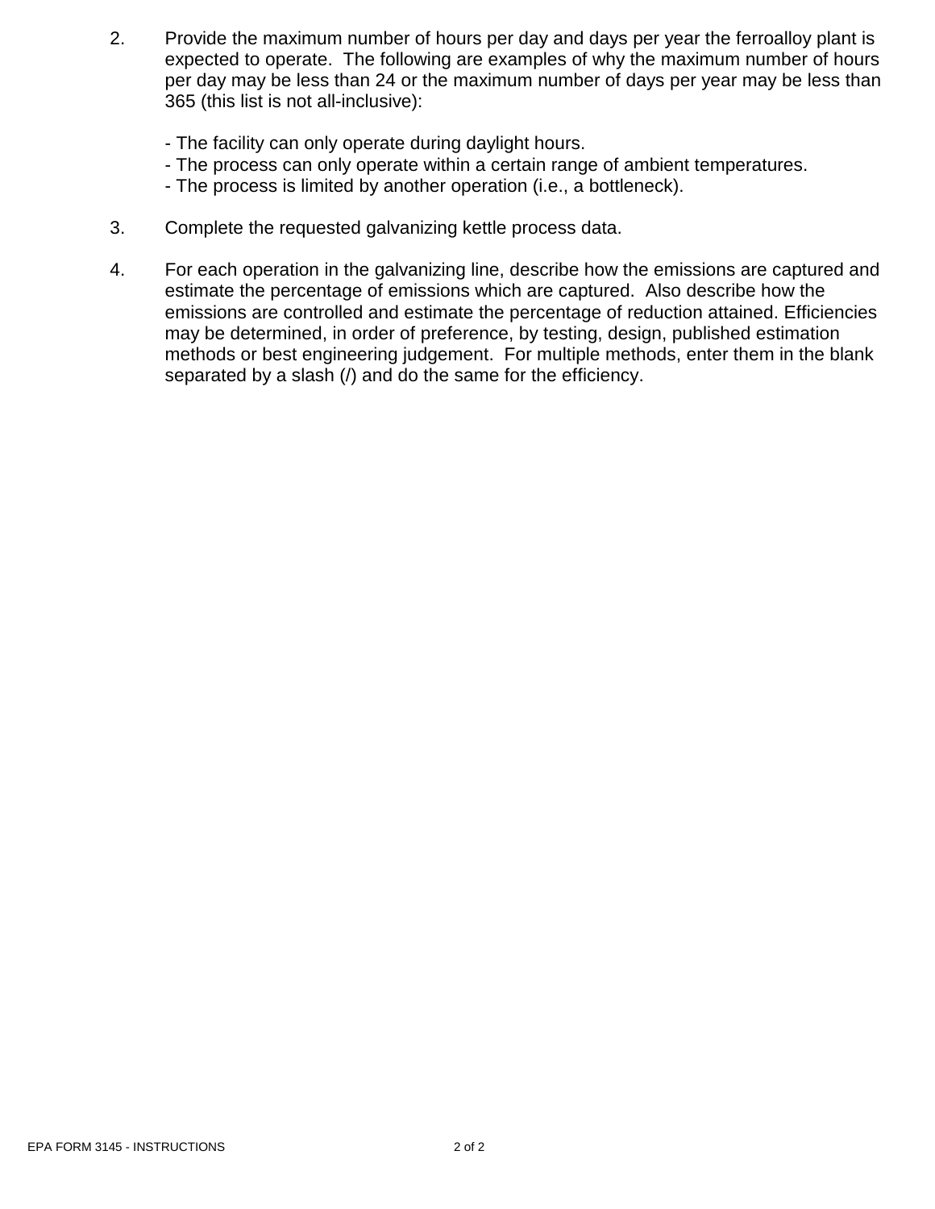2. Provide the maximum number of hours per day and days per year the ferroalloy plant is expected to operate. The following are examples of why the maximum number of hours per day may be less than 24 or the maximum number of days per year may be less than 365 (this list is not all-inclusive):

   - The facility can only operate during daylight hours.
   - The process can only operate within a certain range of ambient temperatures.
   - The process is limited by another operation (i.e., a bottleneck).

3. Complete the requested galvanizing kettle process data.

4. For each operation in the galvanizing line, describe how the emissions are captured and estimate the percentage of emissions which are captured. Also describe how the emissions are controlled and estimate the percentage of reduction attained. Efficiencies may be determined, in order of preference, by testing, design, published estimation methods or best engineering judgement. For multiple methods, enter them in the blank separated by a slash (/) and do the same for the efficiency.